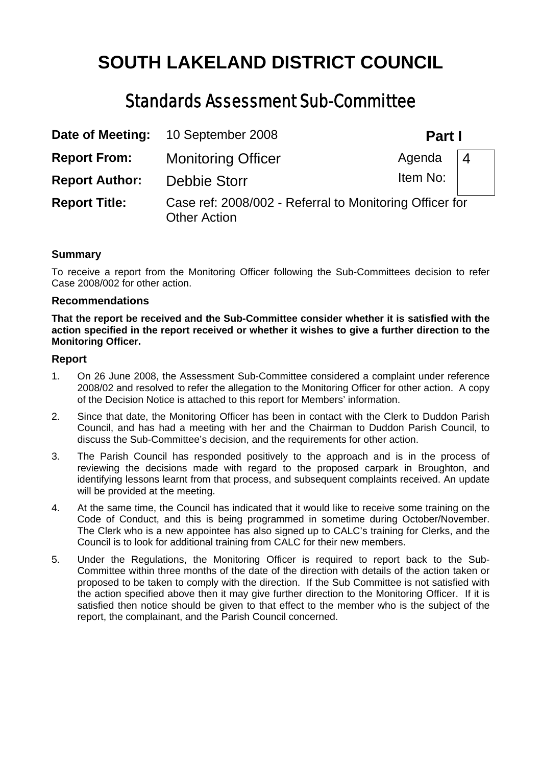# SOUTH LAKELAND DISTRICT COUNCIL

## Standards Assessment Sub-Committee

| | | | |
|---|---|---|---|
| **Date of Meeting:** | 10 September 2008 | **Part I** | |
| **Report From:** | Monitoring Officer | Agenda Item No: | 4 |
| **Report Author:** | Debbie Storr | | |
| **Report Title:** | Case ref: 2008/002 - Referral to Monitoring Officer for Other Action | | |

### Summary

To receive a report from the Monitoring Officer following the Sub-Committees decision to refer Case 2008/002 for other action.

### Recommendations

**That the report be received and the Sub-Committee consider whether it is satisfied with the action specified in the report received or whether it wishes to give a further direction to the Monitoring Officer.**

### Report

1. On 26 June 2008, the Assessment Sub-Committee considered a complaint under reference 2008/02 and resolved to refer the allegation to the Monitoring Officer for other action. A copy of the Decision Notice is attached to this report for Members' information.
2. Since that date, the Monitoring Officer has been in contact with the Clerk to Duddon Parish Council, and has had a meeting with her and the Chairman to Duddon Parish Council, to discuss the Sub-Committee's decision, and the requirements for other action.
3. The Parish Council has responded positively to the approach and is in the process of reviewing the decisions made with regard to the proposed carpark in Broughton, and identifying lessons learnt from that process, and subsequent complaints received. An update will be provided at the meeting.
4. At the same time, the Council has indicated that it would like to receive some training on the Code of Conduct, and this is being programmed in sometime during October/November. The Clerk who is a new appointee has also signed up to CALC's training for Clerks, and the Council is to look for additional training from CALC for their new members.
5. Under the Regulations, the Monitoring Officer is required to report back to the Sub-Committee within three months of the date of the direction with details of the action taken or proposed to be taken to comply with the direction. If the Sub Committee is not satisfied with the action specified above then it may give further direction to the Monitoring Officer. If it is satisfied then notice should be given to that effect to the member who is the subject of the report, the complainant, and the Parish Council concerned.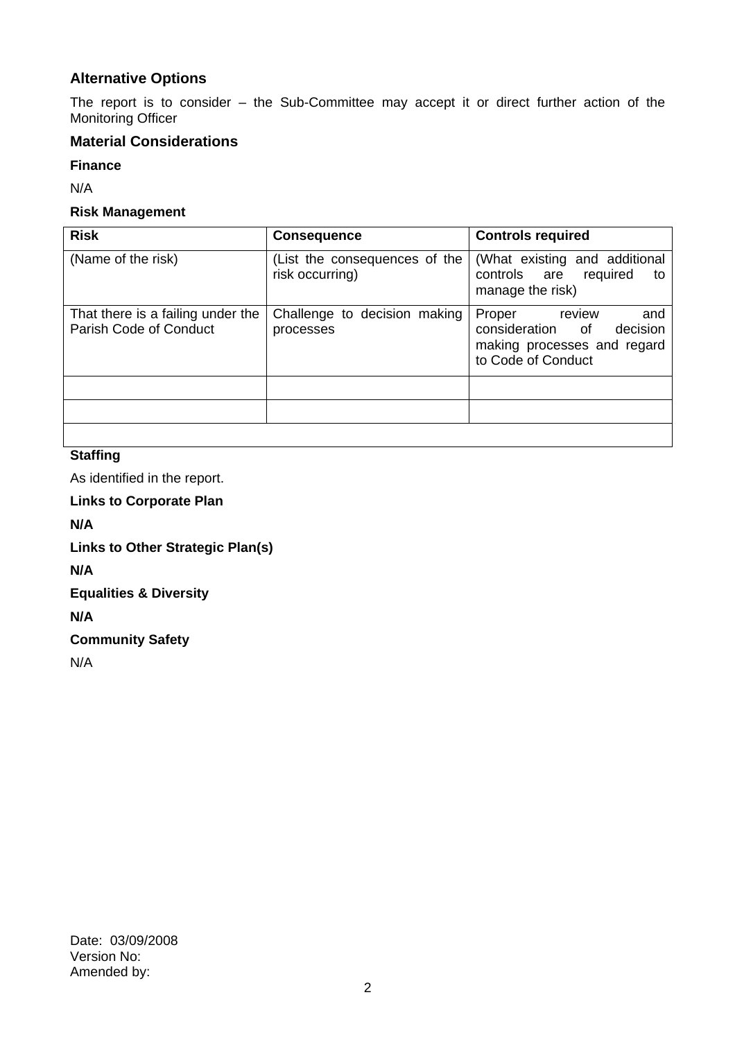## Alternative Options

The report is to consider – the Sub-Committee may accept it or direct further action of the Monitoring Officer

## Material Considerations

### Finance

N/A

### Risk Management

| Risk | Consequence | Controls required |
|---|---|---|
| (Name of the risk) | (List the consequences of the risk occurring) | (What existing and additional controls are required to manage the risk) |
| That there is a failing under the Parish Code of Conduct | Challenge to decision making processes | Proper review and consideration of decision making processes and regard to Code of Conduct |
| | | |
| | | |
| | | |

### Staffing

As identified in the report.

### Links to Corporate Plan

**N/A**

### Links to Other Strategic Plan(s)

**N/A**

### Equalities & Diversity

**N/A**

### Community Safety

N/A

Date: 03/09/2008
Version No:
Amended by: